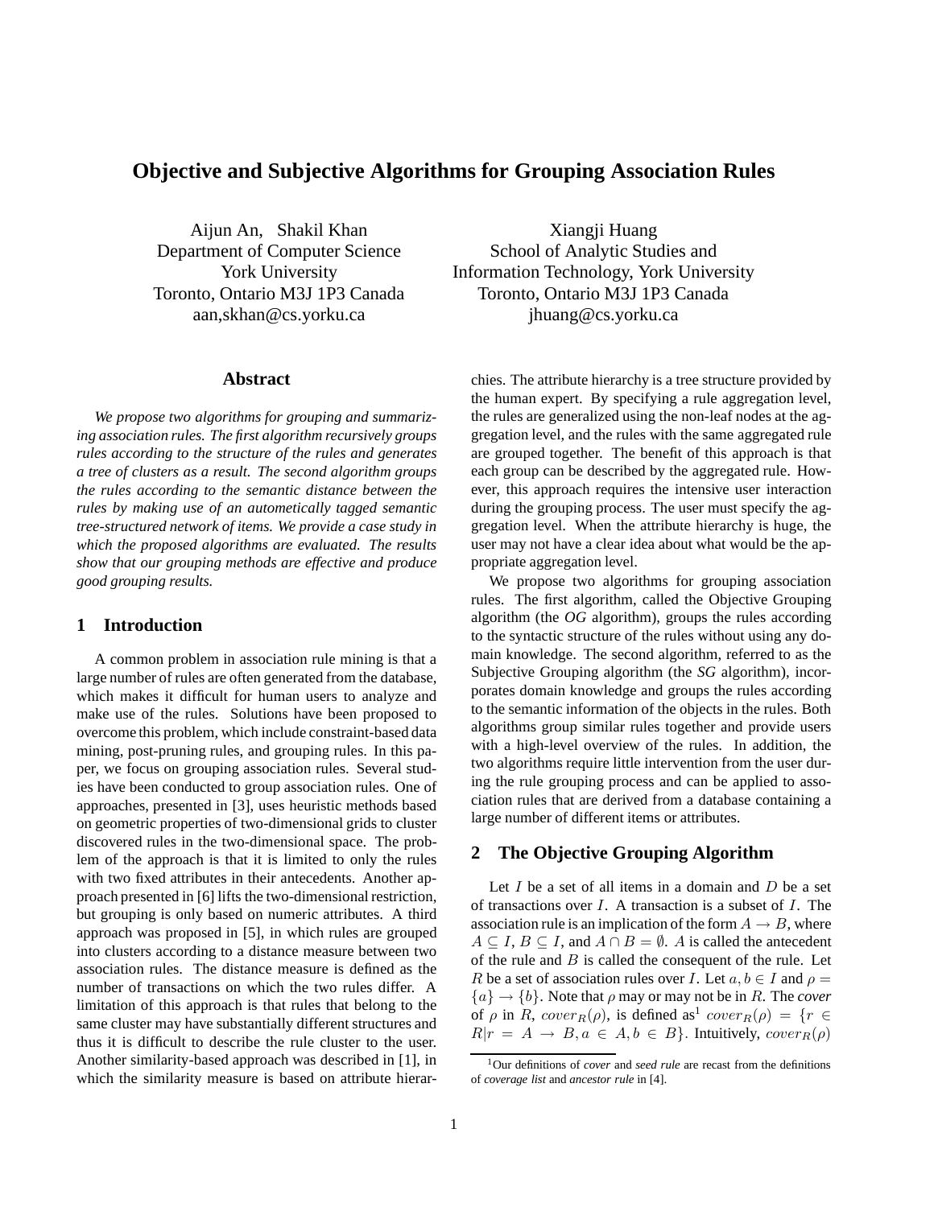# Objective and Subjective Algorithms for Grouping Association Rules

Aijun An, Shakil Khan
Department of Computer Science
York University
Toronto, Ontario M3J 1P3 Canada
aan,skhan@cs.yorku.ca

Xiangji Huang
School of Analytic Studies and
Information Technology, York University
Toronto, Ontario M3J 1P3 Canada
jhuang@cs.yorku.ca

## Abstract

*We propose two algorithms for grouping and summarizing association rules. The first algorithm recursively groups rules according to the structure of the rules and generates a tree of clusters as a result. The second algorithm groups the rules according to the semantic distance between the rules by making use of an autometically tagged semantic tree-structured network of items. We provide a case study in which the proposed algorithms are evaluated. The results show that our grouping methods are effective and produce good grouping results.*

## 1 Introduction

A common problem in association rule mining is that a large number of rules are often generated from the database, which makes it difficult for human users to analyze and make use of the rules. Solutions have been proposed to overcome this problem, which include constraint-based data mining, post-pruning rules, and grouping rules. In this paper, we focus on grouping association rules. Several studies have been conducted to group association rules. One of approaches, presented in [3], uses heuristic methods based on geometric properties of two-dimensional grids to cluster discovered rules in the two-dimensional space. The problem of the approach is that it is limited to only the rules with two fixed attributes in their antecedents. Another approach presented in [6] lifts the two-dimensional restriction, but grouping is only based on numeric attributes. A third approach was proposed in [5], in which rules are grouped into clusters according to a distance measure between two association rules. The distance measure is defined as the number of transactions on which the two rules differ. A limitation of this approach is that rules that belong to the same cluster may have substantially different structures and thus it is difficult to describe the rule cluster to the user. Another similarity-based approach was described in [1], in which the similarity measure is based on attribute hierarchies. The attribute hierarchy is a tree structure provided by the human expert. By specifying a rule aggregation level, the rules are generalized using the non-leaf nodes at the aggregation level, and the rules with the same aggregated rule are grouped together. The benefit of this approach is that each group can be described by the aggregated rule. However, this approach requires the intensive user interaction during the grouping process. The user must specify the aggregation level. When the attribute hierarchy is huge, the user may not have a clear idea about what would be the appropriate aggregation level.

We propose two algorithms for grouping association rules. The first algorithm, called the Objective Grouping algorithm (the *OG* algorithm), groups the rules according to the syntactic structure of the rules without using any domain knowledge. The second algorithm, referred to as the Subjective Grouping algorithm (the *SG* algorithm), incorporates domain knowledge and groups the rules according to the semantic information of the objects in the rules. Both algorithms group similar rules together and provide users with a high-level overview of the rules. In addition, the two algorithms require little intervention from the user during the rule grouping process and can be applied to association rules that are derived from a database containing a large number of different items or attributes.

## 2 The Objective Grouping Algorithm

Let $I$ be a set of all items in a domain and $D$ be a set of transactions over $I$. A transaction is a subset of $I$. The association rule is an implication of the form $A \rightarrow B$, where $A \subseteq I$, $B \subseteq I$, and $A \cap B = \emptyset$. $A$ is called the antecedent of the rule and $B$ is called the consequent of the rule. Let $R$ be a set of association rules over $I$. Let $a, b \in I$ and $\rho = \{a\} \rightarrow \{b\}$. Note that $\rho$ may or may not be in $R$. The *cover* of $\rho$ in $R$, $cover_R(\rho)$, is defined as[1] $cover_R(\rho) = \{r \in R | r = A \rightarrow B, a \in A, b \in B\}$. Intuitively, $cover_R(\rho)$

[1] Our definitions of *cover* and *seed rule* are recast from the definitions of *coverage list* and *ancestor rule* in [4].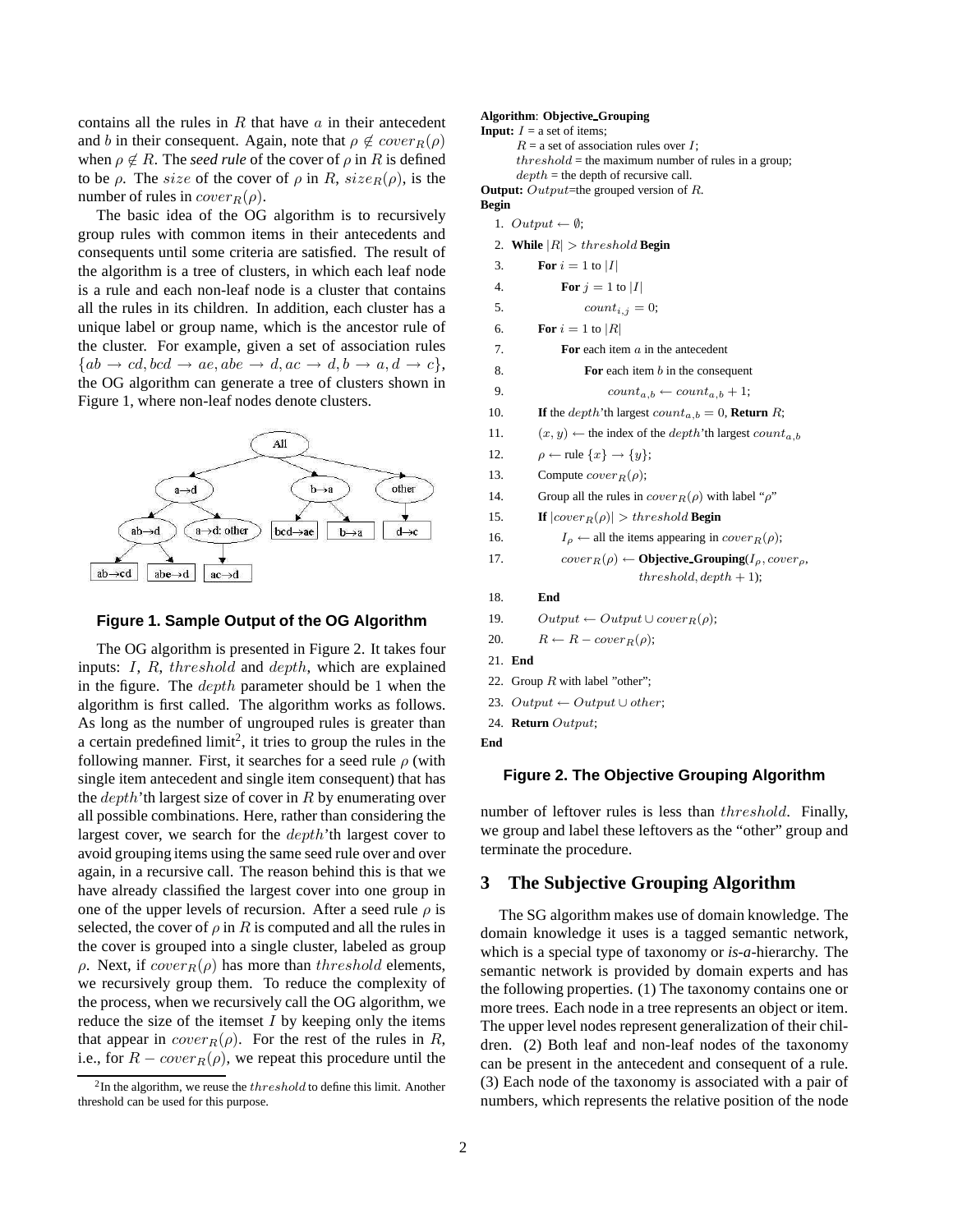contains all the rules in $R$ that have $a$ in their antecedent and $b$ in their consequent. Again, note that $\rho \notin cover_R(\rho)$ when $\rho \notin R$. The *seed rule* of the cover of $\rho$ in $R$ is defined to be $\rho$. The $size$ of the cover of $\rho$ in $R$, $size_R(\rho)$, is the number of rules in $cover_R(\rho)$.

The basic idea of the OG algorithm is to recursively group rules with common items in their antecedents and consequents until some criteria are satisfied. The result of the algorithm is a tree of clusters, in which each leaf node is a rule and each non-leaf node is a cluster that contains all the rules in its children. In addition, each cluster has a unique label or group name, which is the ancestor rule of the cluster. For example, given a set of association rules $\{ab \rightarrow cd, bcd \rightarrow ae, abe \rightarrow d, ac \rightarrow d, b \rightarrow a, d \rightarrow c\}$, the OG algorithm can generate a tree of clusters shown in Figure 1, where non-leaf nodes denote clusters.

**Figure 1. Sample Output of the OG Algorithm**

The OG algorithm is presented in Figure 2. It takes four inputs: $I$, $R$, $threshold$ and $depth$, which are explained in the figure. The $depth$ parameter should be 1 when the algorithm is first called. The algorithm works as follows. As long as the number of ungrouped rules is greater than a certain predefined limit[2], it tries to group the rules in the following manner. First, it searches for a seed rule $\rho$ (with single item antecedent and single item consequent) that has the $depth$'th largest size of cover in $R$ by enumerating over all possible combinations. Here, rather than considering the largest cover, we search for the $depth$'th largest cover to avoid grouping items using the same seed rule over and over again, in a recursive call. The reason behind this is that we have already classified the largest cover into one group in one of the upper levels of recursion. After a seed rule $\rho$ is selected, the cover of $\rho$ in $R$ is computed and all the rules in the cover is grouped into a single cluster, labeled as group $\rho$. Next, if $cover_R(\rho)$ has more than $threshold$ elements, we recursively group them. To reduce the complexity of the process, when we recursively call the OG algorithm, we reduce the size of the itemset $I$ by keeping only the items that appear in $cover_R(\rho)$. For the rest of the rules in $R$, i.e., for $R - cover_R(\rho)$, we repeat this procedure until the number of leftover rules is less than $threshold$. Finally, we group and label these leftovers as the "other" group and terminate the procedure.

[2] In the algorithm, we reuse the $threshold$ to define this limit. Another threshold can be used for this purpose.

```
Algorithm: Objective_Grouping
Input: I = a set of items;
       R = a set of association rules over I;
       threshold = the maximum number of rules in a group;
       depth = the depth of recursive call.
Output: Output=the grouped version of R.
Begin
 1. Output ← ∅;
 2. While |R| > threshold Begin
 3.     For i = 1 to |I|
 4.         For j = 1 to |I|
 5.             count_{i,j} = 0;
 6.     For i = 1 to |R|
 7.         For each item a in the antecedent
 8.             For each item b in the consequent
 9.                 count_{a,b} ← count_{a,b} + 1;
10.     If the depth'th largest count_{a,b} = 0, Return R;
11.     (x, y) ← the index of the depth'th largest count_{a,b}
12.     ρ ← rule {x} → {y};
13.     Compute cover_R(ρ);
14.     Group all the rules in cover_R(ρ) with label "ρ"
15.     If |cover_R(ρ)| > threshold Begin
16.         I_ρ ← all the items appearing in cover_R(ρ);
17.         cover_R(ρ) ← Objective_Grouping(I_ρ, cover_ρ,
                             threshold, depth + 1);
18.     End
19.     Output ← Output ∪ cover_R(ρ);
20.     R ← R − cover_R(ρ);
21. End
22. Group R with label "other";
23. Output ← Output ∪ other;
24. Return Output;
End
```

**Figure 2. The Objective Grouping Algorithm**

## 3 The Subjective Grouping Algorithm

The SG algorithm makes use of domain knowledge. The domain knowledge it uses is a tagged semantic network, which is a special type of taxonomy or *is-a*-hierarchy. The semantic network is provided by domain experts and has the following properties. (1) The taxonomy contains one or more trees. Each node in a tree represents an object or item. The upper level nodes represent generalization of their children. (2) Both leaf and non-leaf nodes of the taxonomy can be present in the antecedent and consequent of a rule. (3) Each node of the taxonomy is associated with a pair of numbers, which represents the relative position of the node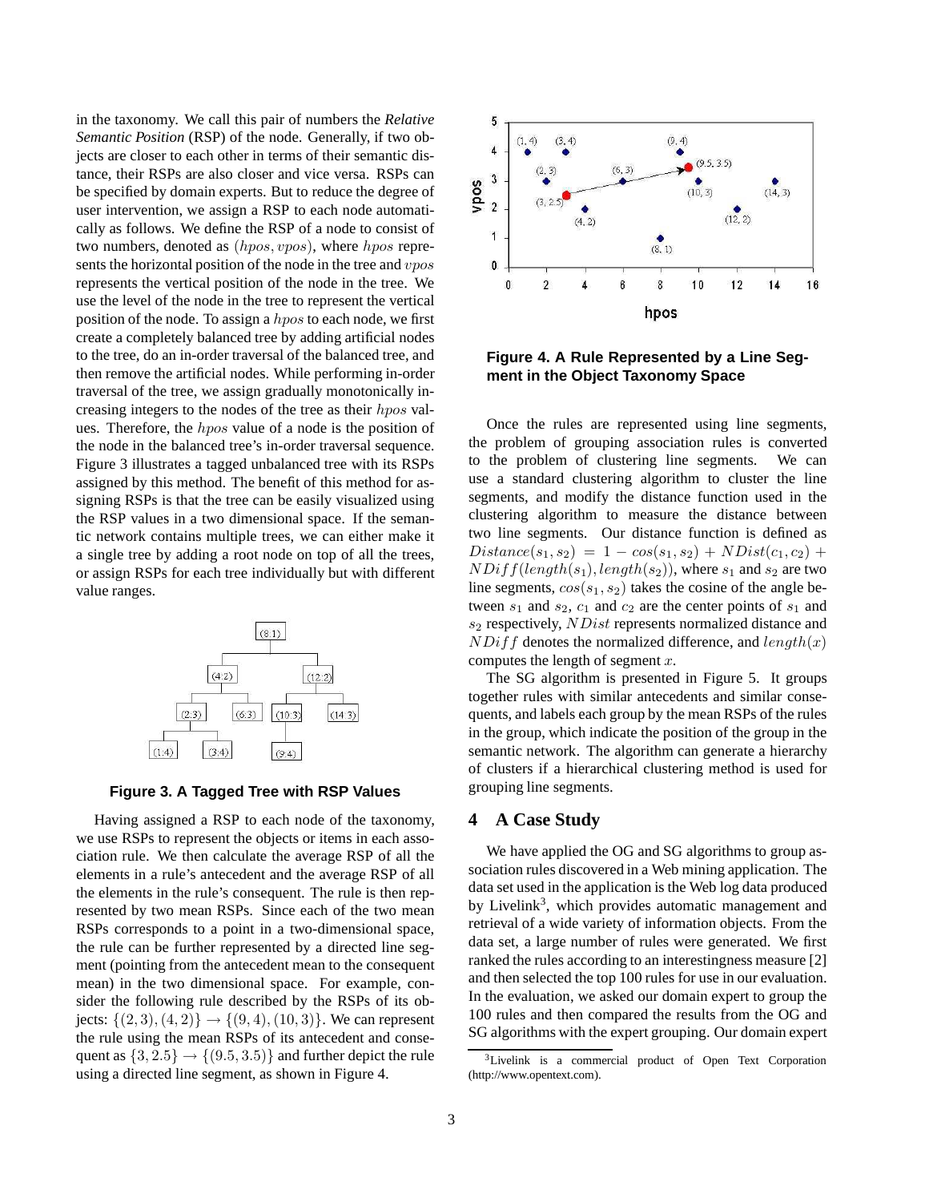in the taxonomy. We call this pair of numbers the *Relative Semantic Position* (RSP) of the node. Generally, if two objects are closer to each other in terms of their semantic distance, their RSPs are also closer and vice versa. RSPs can be specified by domain experts. But to reduce the degree of user intervention, we assign a RSP to each node automatically as follows. We define the RSP of a node to consist of two numbers, denoted as $(hpos, vpos)$, where $hpos$ represents the horizontal position of the node in the tree and $vpos$ represents the vertical position of the node in the tree. We use the level of the node in the tree to represent the vertical position of the node. To assign a $hpos$ to each node, we first create a completely balanced tree by adding artificial nodes to the tree, do an in-order traversal of the balanced tree, and then remove the artificial nodes. While performing in-order traversal of the tree, we assign gradually monotonically increasing integers to the nodes of the tree as their $hpos$ values. Therefore, the $hpos$ value of a node is the position of the node in the balanced tree's in-order traversal sequence. Figure 3 illustrates a tagged unbalanced tree with its RSPs assigned by this method. The benefit of this method for assigning RSPs is that the tree can be easily visualized using the RSP values in a two dimensional space. If the semantic network contains multiple trees, we can either make it a single tree by adding a root node on top of all the trees, or assign RSPs for each tree individually but with different value ranges.

**Figure 3. A Tagged Tree with RSP Values**

Having assigned a RSP to each node of the taxonomy, we use RSPs to represent the objects or items in each association rule. We then calculate the average RSP of all the elements in a rule's antecedent and the average RSP of all the elements in the rule's consequent. The rule is then represented by two mean RSPs. Since each of the two mean RSPs corresponds to a point in a two-dimensional space, the rule can be further represented by a directed line segment (pointing from the antecedent mean to the consequent mean) in the two dimensional space. For example, consider the following rule described by the RSPs of its objects: $\{(2,3),(4,2)\} \rightarrow \{(9,4),(10,3)\}$. We can represent the rule using the mean RSPs of its antecedent and consequent as $\{3, 2.5\} \rightarrow \{(9.5, 3.5)\}$ and further depict the rule using a directed line segment, as shown in Figure 4.

**Figure 4. A Rule Represented by a Line Segment in the Object Taxonomy Space**

Once the rules are represented using line segments, the problem of grouping association rules is converted to the problem of clustering line segments. We can use a standard clustering algorithm to cluster the line segments, and modify the distance function used in the clustering algorithm to measure the distance between two line segments. Our distance function is defined as $Distance(s_1, s_2) = 1 - cos(s_1, s_2) + NDist(c_1, c_2) + NDiff(length(s_1), length(s_2))$, where $s_1$ and $s_2$ are two line segments, $cos(s_1, s_2)$ takes the cosine of the angle between $s_1$ and $s_2$, $c_1$ and $c_2$ are the center points of $s_1$ and $s_2$ respectively, $NDist$ represents normalized distance and $NDiff$ denotes the normalized difference, and $length(x)$ computes the length of segment $x$.

The SG algorithm is presented in Figure 5. It groups together rules with similar antecedents and similar consequents, and labels each group by the mean RSPs of the rules in the group, which indicate the position of the group in the semantic network. The algorithm can generate a hierarchy of clusters if a hierarchical clustering method is used for grouping line segments.

## 4 A Case Study

We have applied the OG and SG algorithms to group association rules discovered in a Web mining application. The data set used in the application is the Web log data produced by Livelink[3], which provides automatic management and retrieval of a wide variety of information objects. From the data set, a large number of rules were generated. We first ranked the rules according to an interestingness measure [2] and then selected the top 100 rules for use in our evaluation. In the evaluation, we asked our domain expert to group the 100 rules and then compared the results from the OG and SG algorithms with the expert grouping. Our domain expert

[3] Livelink is a commercial product of Open Text Corporation (http://www.opentext.com).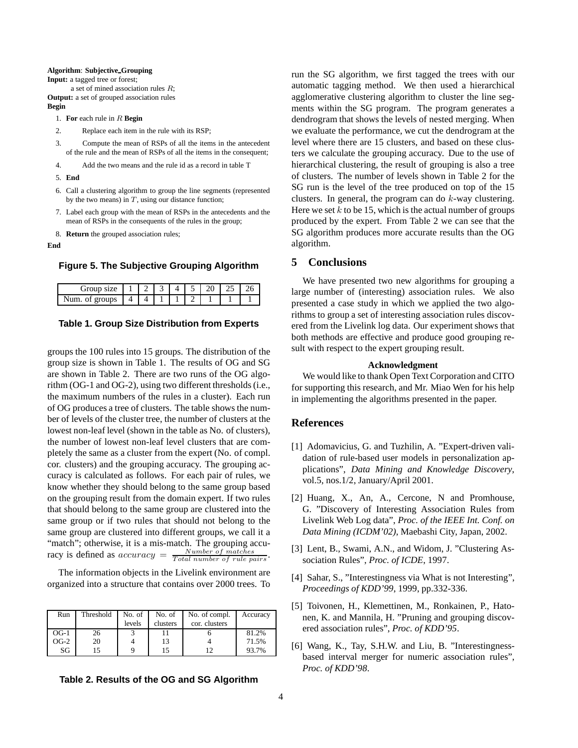**Algorithm**: **Subjective_Grouping**
**Input:** a tagged tree or forest;
a set of mined association rules $R$;
**Output:** a set of grouped association rules
**Begin**

1. **For** each rule in $R$ **Begin**
2. Replace each item in the rule with its RSP;
3. Compute the mean of RSPs of all the items in the antecedent of the rule and the mean of RSPs of all the items in the consequent;
4. Add the two means and the rule id as a record in table T
5. **End**
6. Call a clustering algorithm to group the line segments (represented by the two means) in $T$, using our distance function;
7. Label each group with the mean of RSPs in the antecedents and the mean of RSPs in the consequents of the rules in the group;
8. **Return** the grouped association rules;

**End**

**Figure 5. The Subjective Grouping Algorithm**

| Group size | 1 | 2 | 3 | 4 | 5 | 20 | 25 | 26 |
|---|---|---|---|---|---|---|---|---|
| Num. of groups | 4 | 4 | 1 | 1 | 2 | 1 | 1 | 1 |

**Table 1. Group Size Distribution from Experts**

groups the 100 rules into 15 groups. The distribution of the group size is shown in Table 1. The results of OG and SG are shown in Table 2. There are two runs of the OG algorithm (OG-1 and OG-2), using two different thresholds (i.e., the maximum numbers of the rules in a cluster). Each run of OG produces a tree of clusters. The table shows the number of levels of the cluster tree, the number of clusters at the lowest non-leaf level (shown in the table as No. of clusters), the number of lowest non-leaf level clusters that are completely the same as a cluster from the expert (No. of compl. cor. clusters) and the grouping accuracy. The grouping accuracy is calculated as follows. For each pair of rules, we know whether they should belong to the same group based on the grouping result from the domain expert. If two rules that should belong to the same group are clustered into the same group or if two rules that should not belong to the same group are clustered into different groups, we call it a "match"; otherwise, it is a mis-match. The grouping accuracy is defined as $accuracy = \frac{Number\ of\ matches}{Total\ number\ of\ rule\ pairs}$.

The information objects in the Livelink environment are organized into a structure that contains over 2000 trees. To run the SG algorithm, we first tagged the trees with our automatic tagging method. We then used a hierarchical agglomerative clustering algorithm to cluster the line segments within the SG program. The program generates a dendrogram that shows the levels of nested merging. When we evaluate the performance, we cut the dendrogram at the level where there are 15 clusters, and based on these clusters we calculate the grouping accuracy. Due to the use of hierarchical clustering, the result of grouping is also a tree of clusters. The number of levels shown in Table 2 for the SG run is the level of the tree produced on top of the 15 clusters. In general, the program can do $k$-way clustering. Here we set $k$ to be 15, which is the actual number of groups produced by the expert. From Table 2 we can see that the SG algorithm produces more accurate results than the OG algorithm.

| Run | Threshold | No. of levels | No. of clusters | No. of compl. cor. clusters | Accuracy |
|---|---|---|---|---|---|
| OG-1 | 26 | 3 | 11 | 6 | 81.2% |
| OG-2 | 20 | 4 | 13 | 4 | 71.5% |
| SG | 15 | 9 | 15 | 12 | 93.7% |

**Table 2. Results of the OG and SG Algorithm**

## 5 Conclusions

We have presented two new algorithms for grouping a large number of (interesting) association rules. We also presented a case study in which we applied the two algorithms to group a set of interesting association rules discovered from the Livelink log data. Our experiment shows that both methods are effective and produce good grouping result with respect to the expert grouping result.

**Acknowledgment**

We would like to thank Open Text Corporation and CITO for supporting this research, and Mr. Miao Wen for his help in implementing the algorithms presented in the paper.

## References

[1] Adomavicius, G. and Tuzhilin, A. "Expert-driven validation of rule-based user models in personalization applications", *Data Mining and Knowledge Discovery*, vol.5, nos.1/2, January/April 2001.

[2] Huang, X., An, A., Cercone, N and Promhouse, G. "Discovery of Interesting Association Rules from Livelink Web Log data", *Proc. of the IEEE Int. Conf. on Data Mining (ICDM'02)*, Maebashi City, Japan, 2002.

[3] Lent, B., Swami, A.N., and Widom, J. "Clustering Association Rules", *Proc. of ICDE*, 1997.

[4] Sahar, S., "Interestingness via What is not Interesting", *Proceedings of KDD'99*, 1999, pp.332-336.

[5] Toivonen, H., Klemettinen, M., Ronkainen, P., Hatonen, K. and Mannila, H. "Pruning and grouping discovered association rules", *Proc. of KDD'95*.

[6] Wang, K., Tay, S.H.W. and Liu, B. "Interestingness-based interval merger for numeric association rules", *Proc. of KDD'98*.